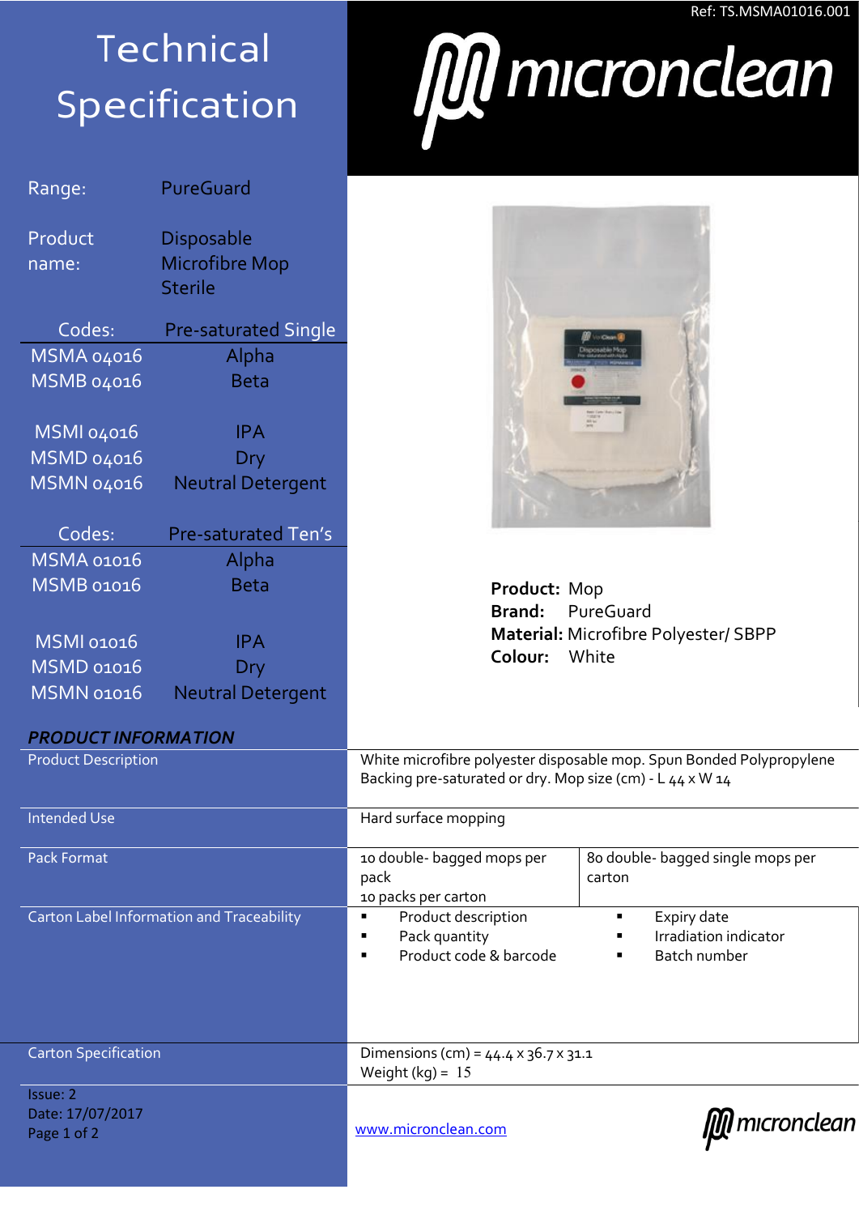Ref: TS.MSMA01016.001

# Technical Specification

micronclean

| | |
|---|---|
| Range: | PureGuard |
| Product name: | Disposable Microfibre Mop Sterile |

| Codes: | Pre-saturated Single |
|---|---|
| MSMA 04016 | Alpha |
| MSMB 04016 | Beta |
| MSMI 04016 | IPA |
| MSMD 04016 | Dry |
| MSMN 04016 | Neutral Detergent |

| Codes: | Pre-saturated Ten's |
|---|---|
| MSMA 01016 | Alpha |
| MSMB 01016 | Beta |
| MSMI 01016 | IPA |
| MSMD 01016 | Dry |
| MSMN 01016 | Neutral Detergent |

**Product:** Mop
**Brand:** PureGuard
**Material:** Microfibre Polyester/ SBPP
**Colour:** White

## *PRODUCT INFORMATION*

| | | |
|---|---|---|
| Product Description | White microfibre polyester disposable mop. Spun Bonded Polypropylene Backing pre-saturated or dry. Mop size (cm) - L 44 x W 14 | |
| Intended Use | Hard surface mopping | |
| Pack Format | 10 double- bagged mops per pack<br>10 packs per carton | 80 double- bagged single mops per carton |
| Carton Label Information and Traceability | ▪ Product description<br>▪ Pack quantity<br>▪ Product code & barcode | ▪ Expiry date<br>▪ Irradiation indicator<br>▪ Batch number |
| Carton Specification | Dimensions (cm) = 44.4 x 36.7 x 31.1<br>Weight (kg) = 15 | |

Issue: 2
Date: 17/07/2017

www.micronclean.com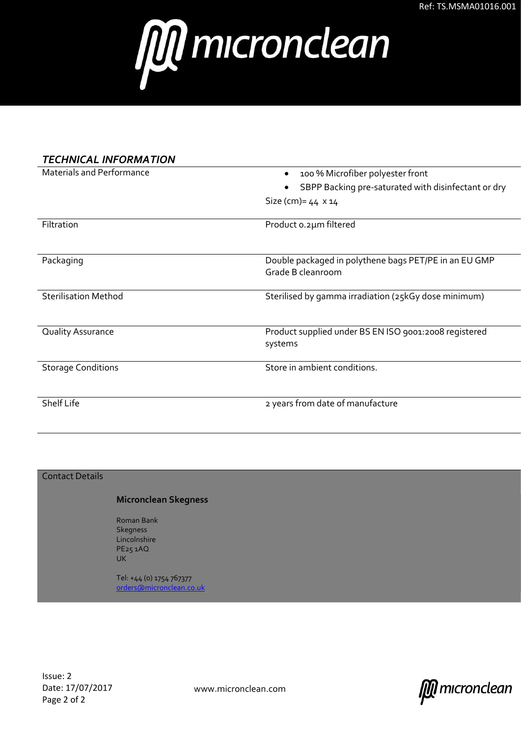## *TECHNICAL INFORMATION*

| | |
|---|---|
| Materials and Performance | • 100 % Microfiber polyester front<br>• SBPP Backing pre-saturated with disinfectant or dry<br>Size (cm)= 44 x 14 |
| Filtration | Product 0.2µm filtered |
| Packaging | Double packaged in polythene bags PET/PE in an EU GMP Grade B cleanroom |
| Sterilisation Method | Sterilised by gamma irradiation (25kGy dose minimum) |
| Quality Assurance | Product supplied under BS EN ISO 9001:2008 registered systems |
| Storage Conditions | Store in ambient conditions. |
| Shelf Life | 2 years from date of manufacture |

Contact Details

**Micronclean Skegness**

Roman Bank
Skegness
Lincolnshire
PE25 1AQ
UK

Tel: +44 (0) 1754 767377
orders@micronclean.co.uk

Issue: 2
Date: 17/07/2017